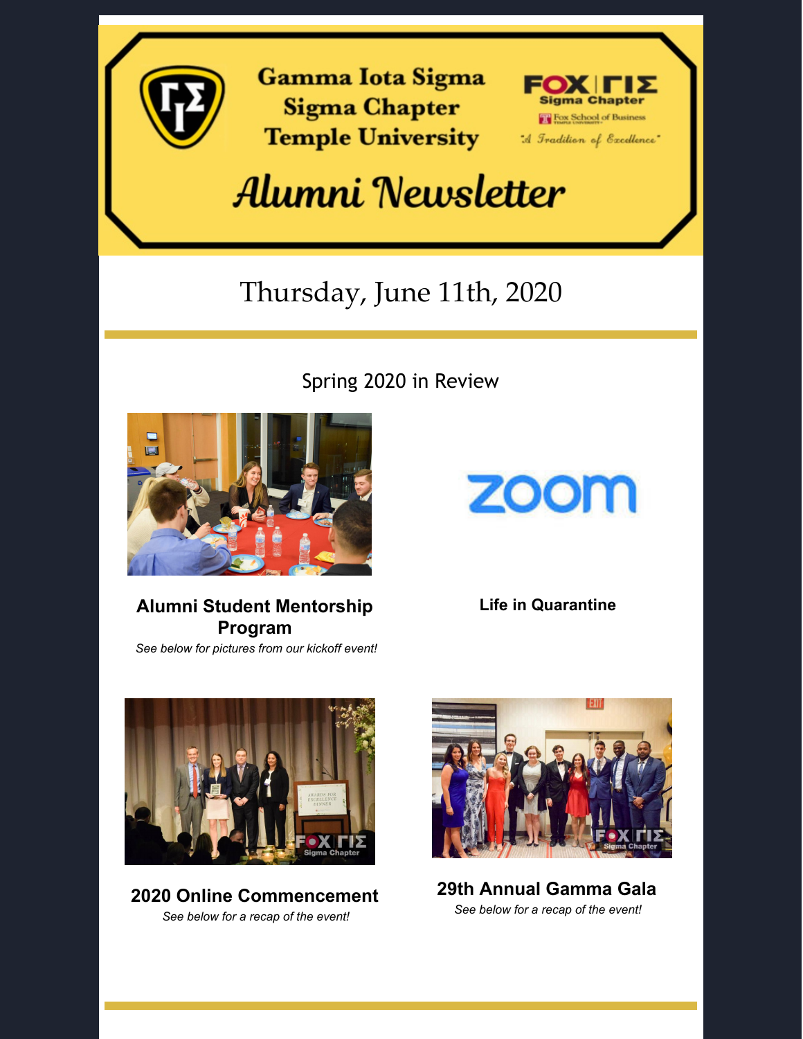# Gamma Iota Sigma
# Sigma Chapter
# Temple University

FOX | ΓΙΣ
Sigma Chapter
Fox School of Business
"A Tradition of Excellence"

# Alumni Newsletter

## Thursday, June 11th, 2020

## Spring 2020 in Review

### Alumni Student Mentorship Program

*See below for pictures from our kickoff event!*

### Life in Quarantine

### 2020 Online Commencement

*See below for a recap of the event!*

### 29th Annual Gamma Gala

*See below for a recap of the event!*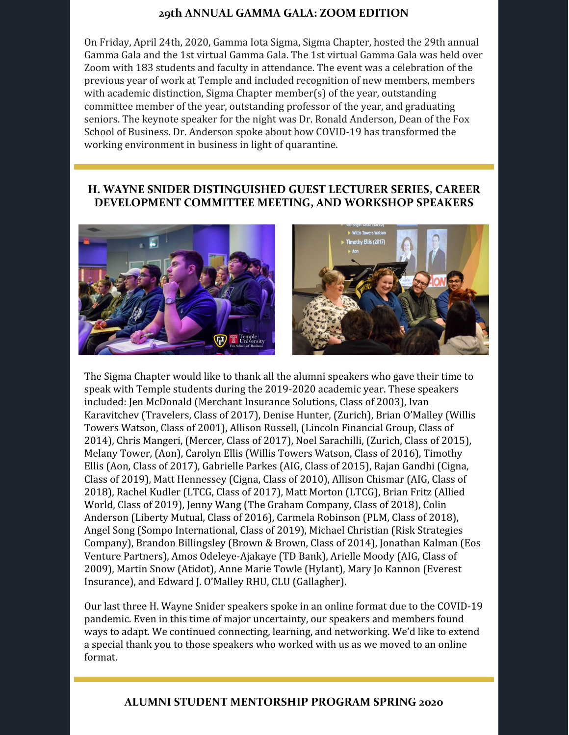## 29th ANNUAL GAMMA GALA: ZOOM EDITION

On Friday, April 24th, 2020, Gamma Iota Sigma, Sigma Chapter, hosted the 29th annual Gamma Gala and the 1st virtual Gamma Gala. The 1st virtual Gamma Gala was held over Zoom with 183 students and faculty in attendance. The event was a celebration of the previous year of work at Temple and included recognition of new members, members with academic distinction, Sigma Chapter member(s) of the year, outstanding committee member of the year, outstanding professor of the year, and graduating seniors. The keynote speaker for the night was Dr. Ronald Anderson, Dean of the Fox School of Business. Dr. Anderson spoke about how COVID-19 has transformed the working environment in business in light of quarantine.

## H. WAYNE SNIDER DISTINGUISHED GUEST LECTURER SERIES, CAREER DEVELOPMENT COMMITTEE MEETING, AND WORKSHOP SPEAKERS

The Sigma Chapter would like to thank all the alumni speakers who gave their time to speak with Temple students during the 2019-2020 academic year. These speakers included: Jen McDonald (Merchant Insurance Solutions, Class of 2003), Ivan Karavitchev (Travelers, Class of 2017), Denise Hunter, (Zurich), Brian O'Malley (Willis Towers Watson, Class of 2001), Allison Russell, (Lincoln Financial Group, Class of 2014), Chris Mangeri, (Mercer, Class of 2017), Noel Sarachilli, (Zurich, Class of 2015), Melany Tower, (Aon), Carolyn Ellis (Willis Towers Watson, Class of 2016), Timothy Ellis (Aon, Class of 2017), Gabrielle Parkes (AIG, Class of 2015), Rajan Gandhi (Cigna, Class of 2019), Matt Hennessey (Cigna, Class of 2010), Allison Chismar (AIG, Class of 2018), Rachel Kudler (LTCG, Class of 2017), Matt Morton (LTCG), Brian Fritz (Allied World, Class of 2019), Jenny Wang (The Graham Company, Class of 2018), Colin Anderson (Liberty Mutual, Class of 2016), Carmela Robinson (PLM, Class of 2018), Angel Song (Sompo International, Class of 2019), Michael Christian (Risk Strategies Company), Brandon Billingsley (Brown & Brown, Class of 2014), Jonathan Kalman (Eos Venture Partners), Amos Odeleye-Ajakaye (TD Bank), Arielle Moody (AIG, Class of 2009), Martin Snow (Atidot), Anne Marie Towle (Hylant), Mary Jo Kannon (Everest Insurance), and Edward J. O'Malley RHU, CLU (Gallagher).

Our last three H. Wayne Snider speakers spoke in an online format due to the COVID-19 pandemic. Even in this time of major uncertainty, our speakers and members found ways to adapt. We continued connecting, learning, and networking. We'd like to extend a special thank you to those speakers who worked with us as we moved to an online format.

## ALUMNI STUDENT MENTORSHIP PROGRAM SPRING 2020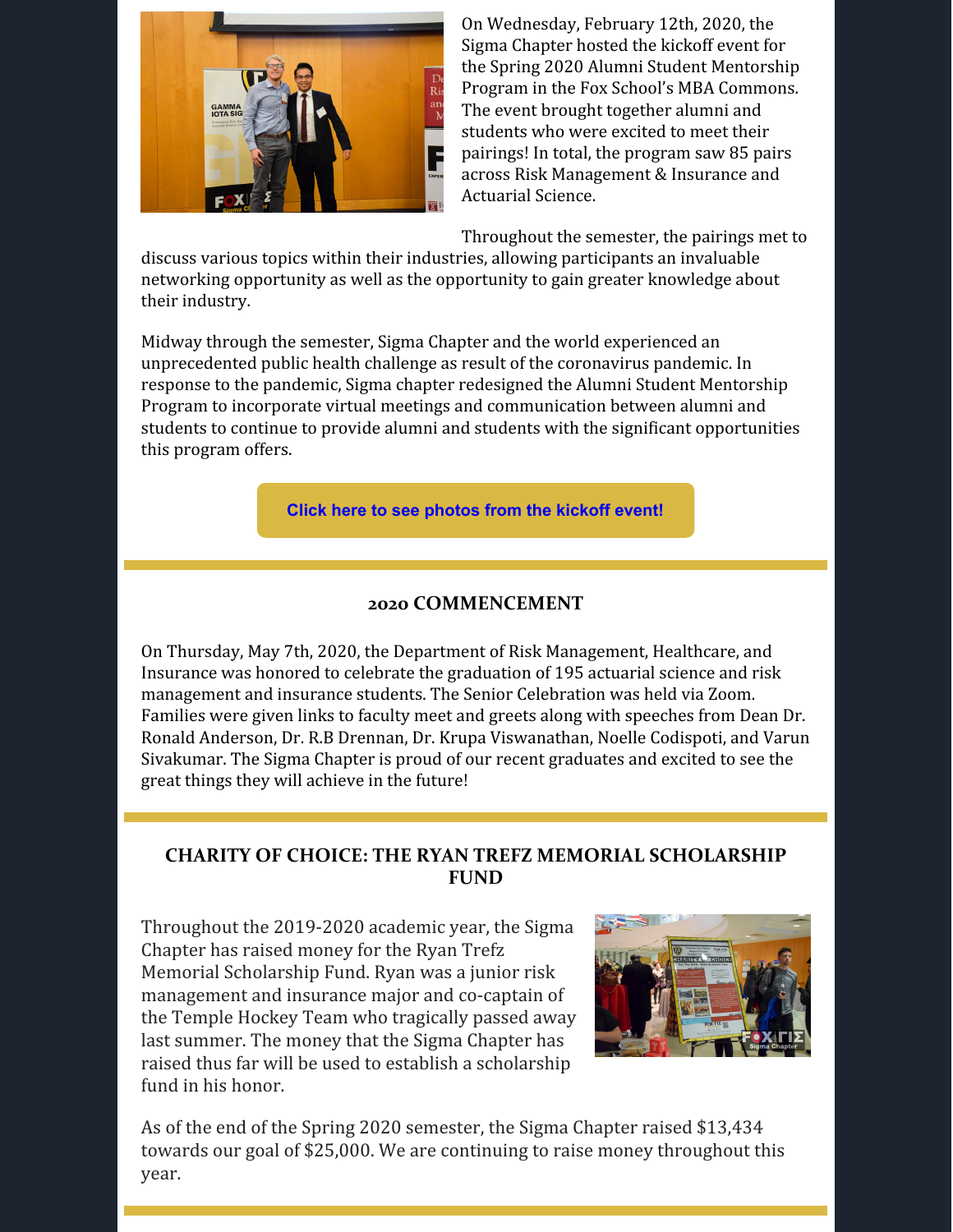On Wednesday, February 12th, 2020, the Sigma Chapter hosted the kickoff event for the Spring 2020 Alumni Student Mentorship Program in the Fox School's MBA Commons. The event brought together alumni and students who were excited to meet their pairings! In total, the program saw 85 pairs across Risk Management & Insurance and Actuarial Science.

Throughout the semester, the pairings met to discuss various topics within their industries, allowing participants an invaluable networking opportunity as well as the opportunity to gain greater knowledge about their industry.

Midway through the semester, Sigma Chapter and the world experienced an unprecedented public health challenge as result of the coronavirus pandemic. In response to the pandemic, Sigma chapter redesigned the Alumni Student Mentorship Program to incorporate virtual meetings and communication between alumni and students to continue to provide alumni and students with the significant opportunities this program offers.

**Click here to see photos from the kickoff event!**

## 2020 COMMENCEMENT

On Thursday, May 7th, 2020, the Department of Risk Management, Healthcare, and Insurance was honored to celebrate the graduation of 195 actuarial science and risk management and insurance students. The Senior Celebration was held via Zoom. Families were given links to faculty meet and greets along with speeches from Dean Dr. Ronald Anderson, Dr. R.B Drennan, Dr. Krupa Viswanathan, Noelle Codispoti, and Varun Sivakumar. The Sigma Chapter is proud of our recent graduates and excited to see the great things they will achieve in the future!

## CHARITY OF CHOICE: THE RYAN TREFZ MEMORIAL SCHOLARSHIP FUND

Throughout the 2019-2020 academic year, the Sigma Chapter has raised money for the Ryan Trefz Memorial Scholarship Fund. Ryan was a junior risk management and insurance major and co-captain of the Temple Hockey Team who tragically passed away last summer. The money that the Sigma Chapter has raised thus far will be used to establish a scholarship fund in his honor.

As of the end of the Spring 2020 semester, the Sigma Chapter raised $13,434 towards our goal of $25,000. We are continuing to raise money throughout this year.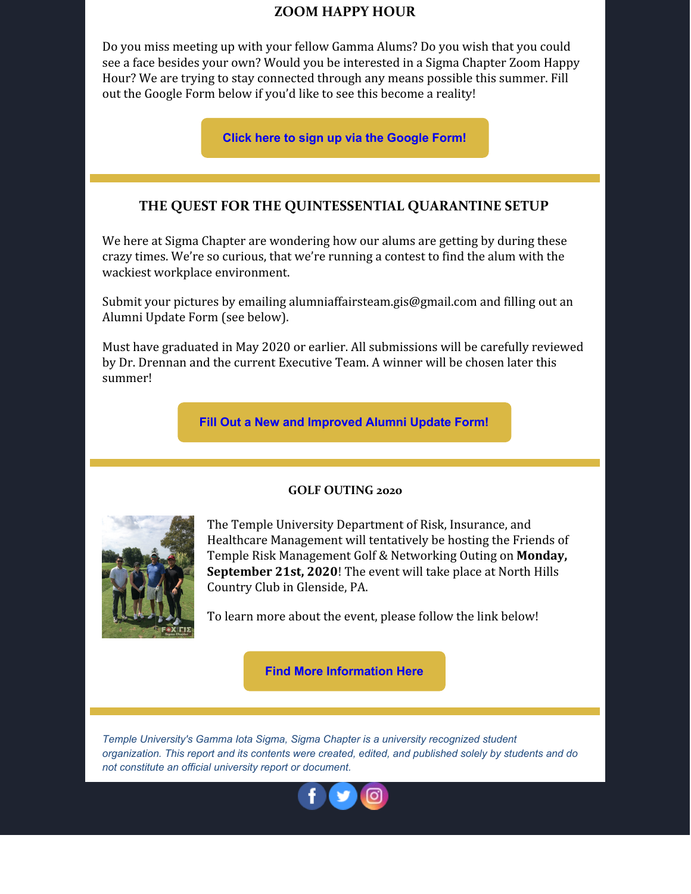## ZOOM HAPPY HOUR

Do you miss meeting up with your fellow Gamma Alums? Do you wish that you could see a face besides your own? Would you be interested in a Sigma Chapter Zoom Happy Hour? We are trying to stay connected through any means possible this summer. Fill out the Google Form below if you'd like to see this become a reality!

**Click here to sign up via the Google Form!**

## THE QUEST FOR THE QUINTESSENTIAL QUARANTINE SETUP

We here at Sigma Chapter are wondering how our alums are getting by during these crazy times. We're so curious, that we're running a contest to find the alum with the wackiest workplace environment.

Submit your pictures by emailing alumniaffairsteam.gis@gmail.com and filling out an Alumni Update Form (see below).

Must have graduated in May 2020 or earlier. All submissions will be carefully reviewed by Dr. Drennan and the current Executive Team. A winner will be chosen later this summer!

**Fill Out a New and Improved Alumni Update Form!**

## GOLF OUTING 2020

The Temple University Department of Risk, Insurance, and Healthcare Management will tentatively be hosting the Friends of Temple Risk Management Golf & Networking Outing on **Monday, September 21st, 2020**! The event will take place at North Hills Country Club in Glenside, PA.

To learn more about the event, please follow the link below!

**Find More Information Here**

*Temple University's Gamma Iota Sigma, Sigma Chapter is a university recognized student organization. This report and its contents were created, edited, and published solely by students and do not constitute an official university report or document.*